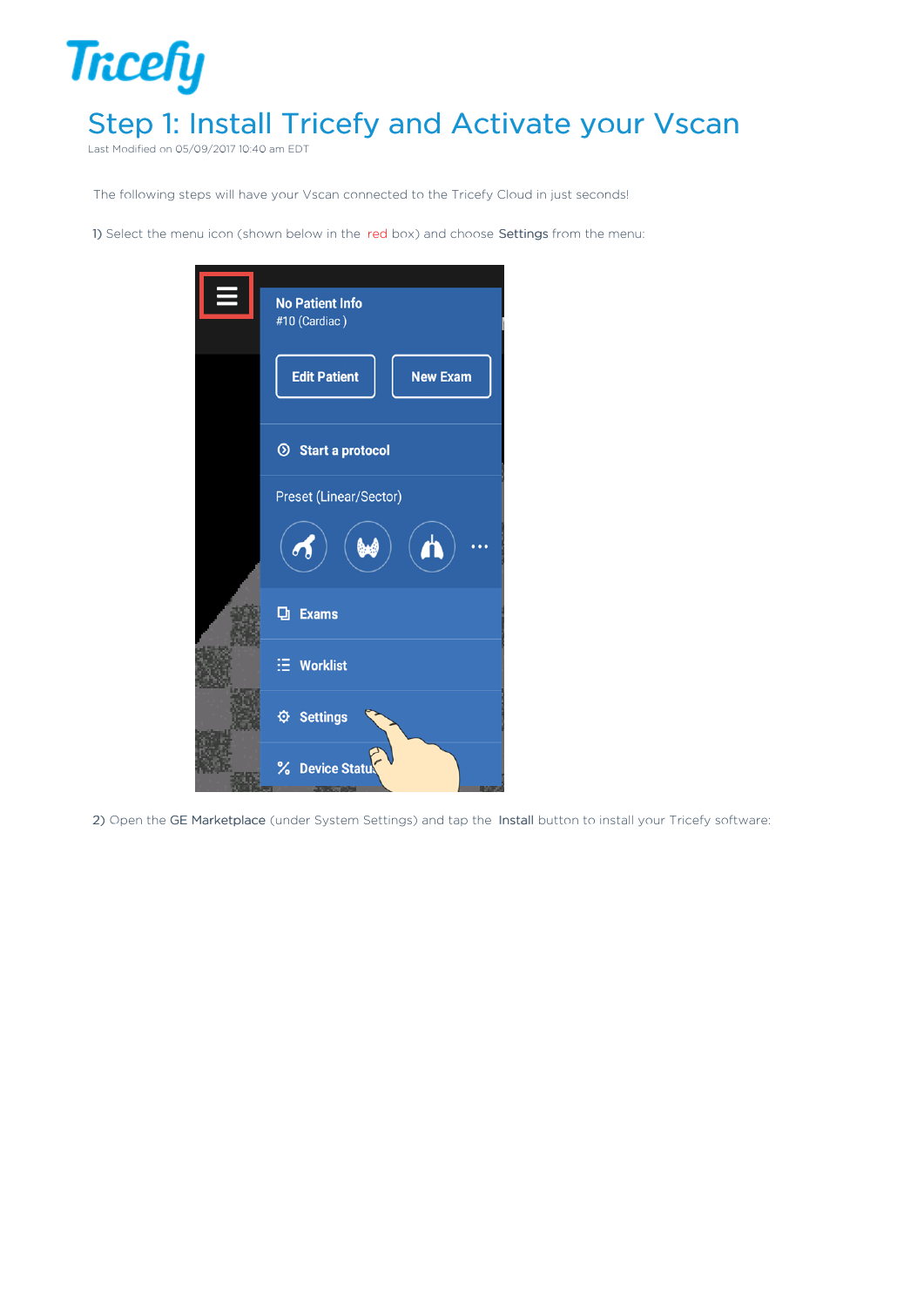# Step 1: Install Tricefy and Activate your Vscan

Last Modified on 05/09/2017 10:40 am EDT

The following steps will have your Vscan connected to the Tricefy Cloud in just seconds!

1) Select the menu icon (shown below in the red box) and choose **Settings** from the menu:

2) Open the **GE Marketplace** (under System Settings) and tap the **Install** button to install your Tricefy software: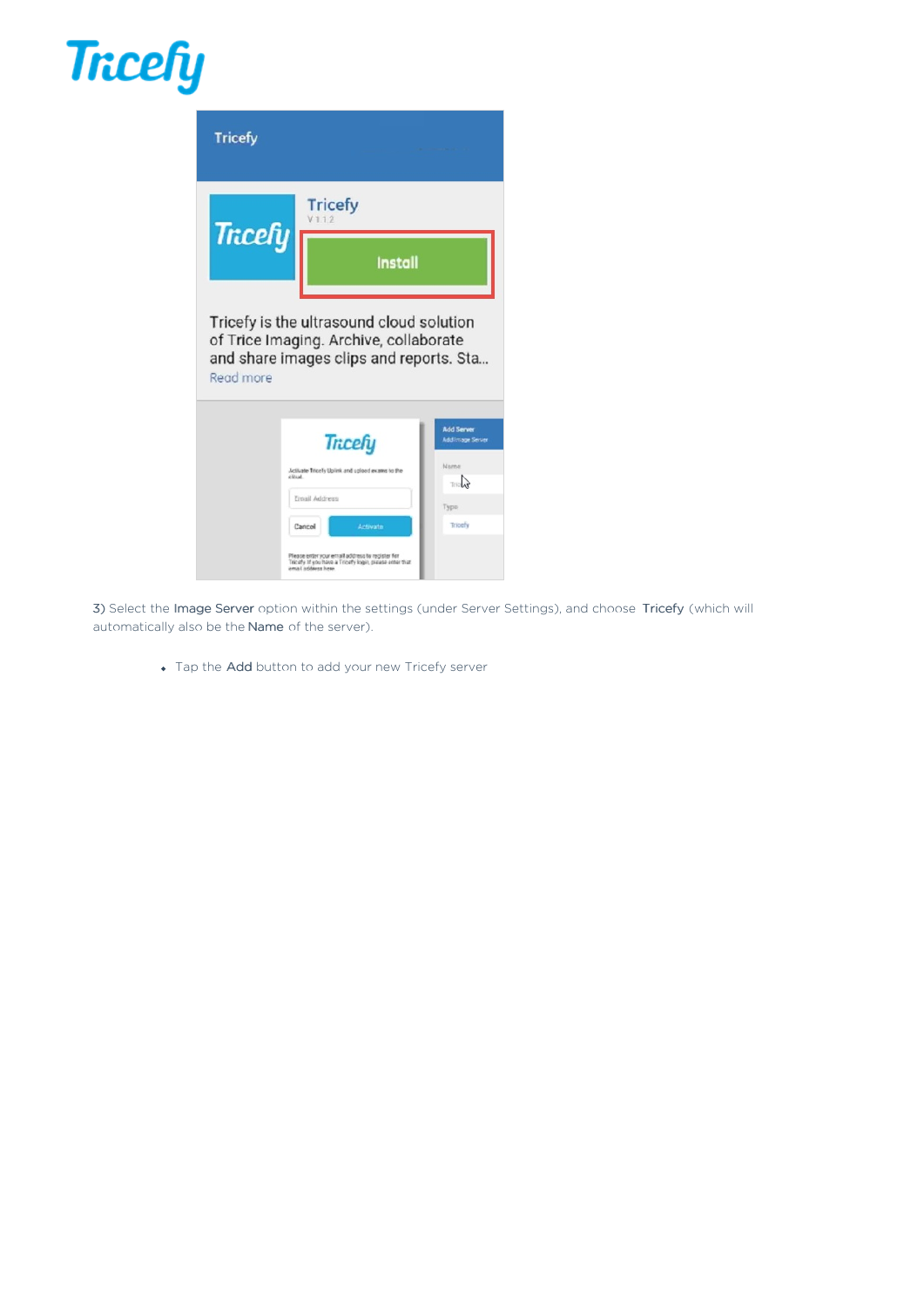3) Select the Image Server option within the settings (under Server Settings), and choose Tricefy (which will automatically also be the Name of the server).

- Tap the Add button to add your new Tricefy server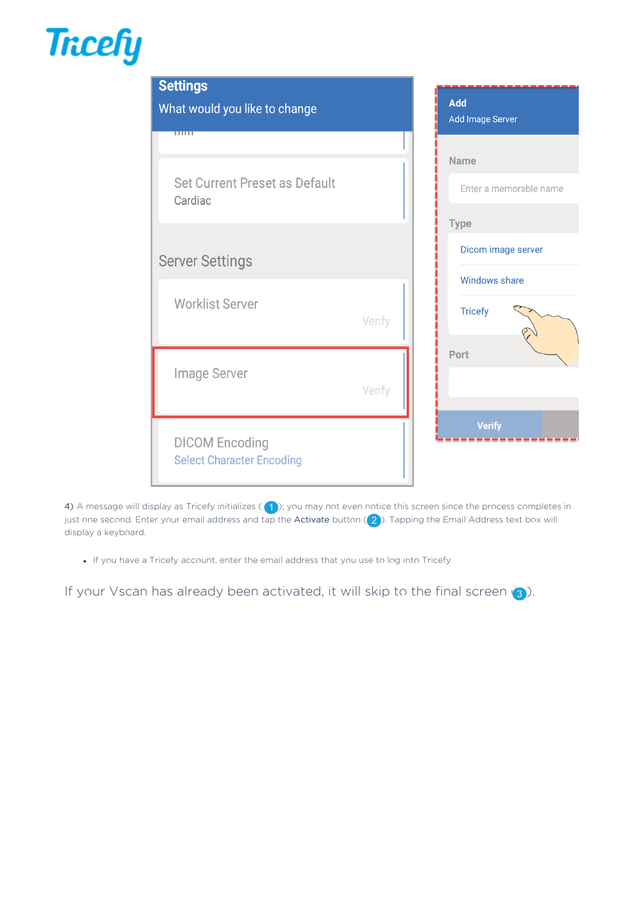4) A message will display as Tricefy initializes (1); you may not even notice this screen since the process completes in just one second. Enter your email address and tap the **Activate** button (2). Tapping the Email Address text box will display a keyboard.

- If you have a Tricefy account, enter the email address that you use to log into Tricefy

If your Vscan has already been activated, it will skip to the final screen (3).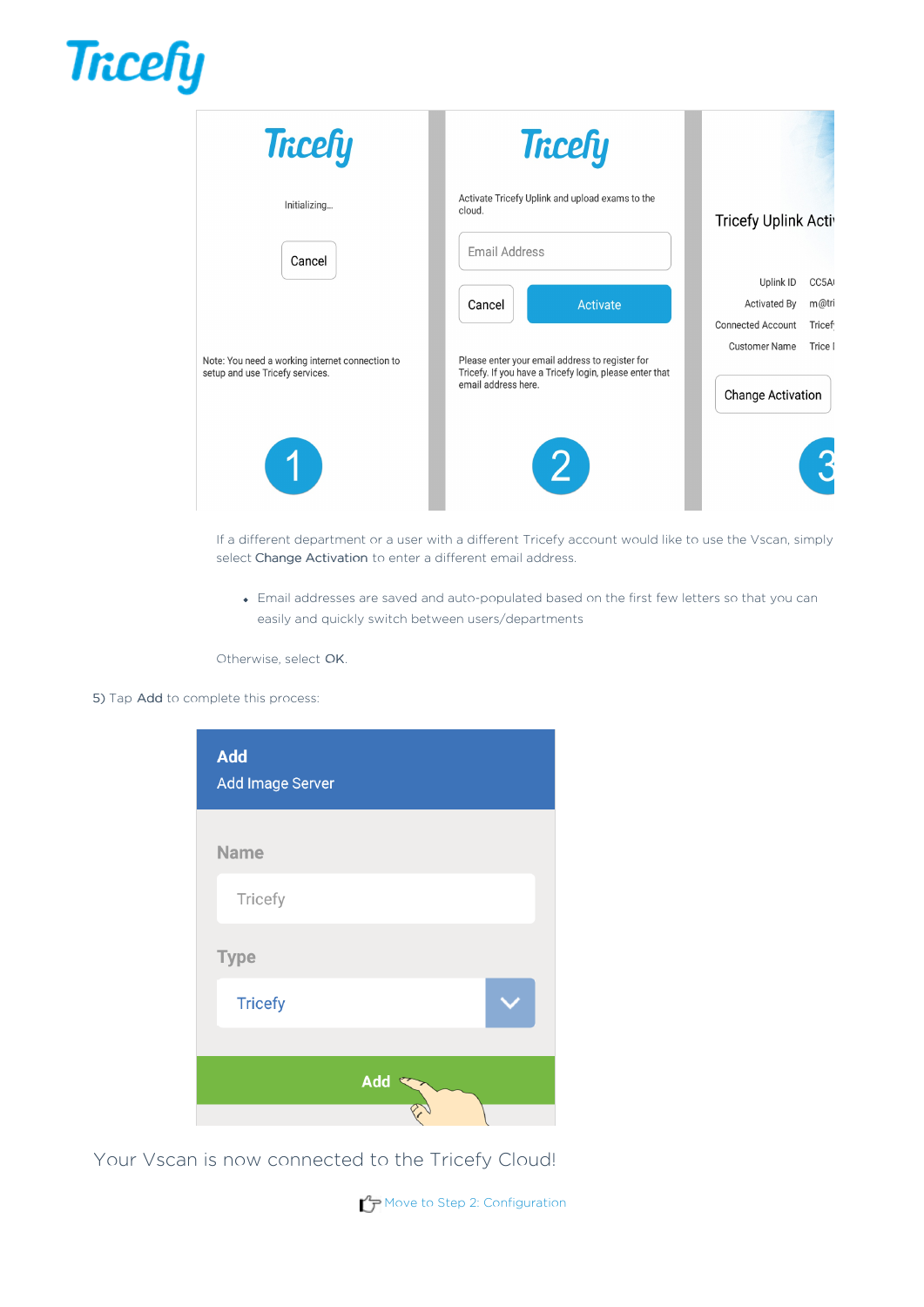If a different department or a user with a different Tricefy account would like to use the Vscan, simply select Change Activation to enter a different email address.

- Email addresses are saved and auto-populated based on the first few letters so that you can easily and quickly switch between users/departments

Otherwise, select OK.

5) Tap Add to complete this process:

Your Vscan is now connected to the Tricefy Cloud!

Move to Step 2: Configuration